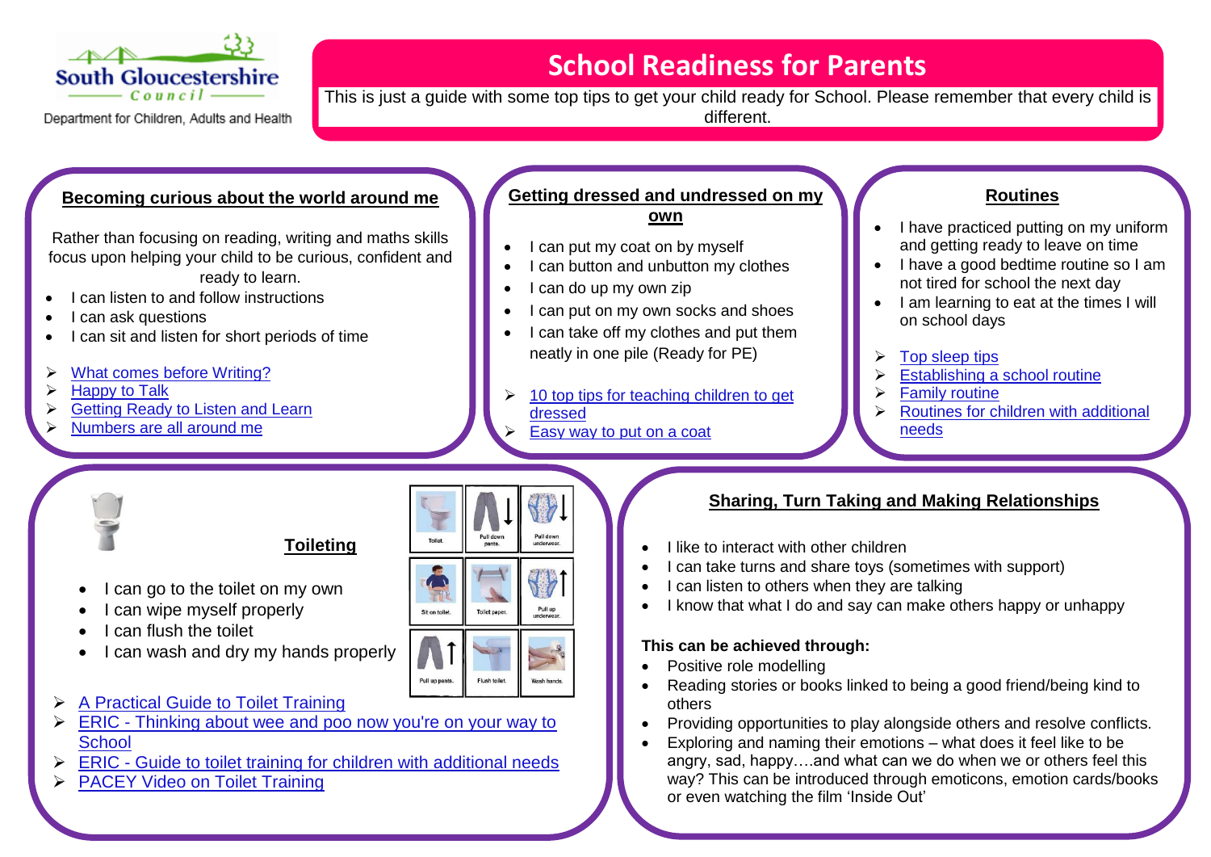South Gloucestershire Council

Department for Children, Adults and Health

# School Readiness for Parents

This is just a guide with some top tips to get your child ready for School. Please remember that every child is different.

## Becoming curious about the world around me

Rather than focusing on reading, writing and maths skills focus upon helping your child to be curious, confident and ready to learn.

- I can listen to and follow instructions
- I can ask questions
- I can sit and listen for short periods of time

➢ What comes before Writing?
➢ Happy to Talk
➢ Getting Ready to Listen and Learn
➢ Numbers are all around me

## Getting dressed and undressed on my own

- I can put my coat on by myself
- I can button and unbutton my clothes
- I can do up my own zip
- I can put on my own socks and shoes
- I can take off my clothes and put them neatly in one pile (Ready for PE)

➢ 10 top tips for teaching children to get dressed
➢ Easy way to put on a coat

## Routines

- I have practiced putting on my uniform and getting ready to leave on time
- I have a good bedtime routine so I am not tired for school the next day
- I am learning to eat at the times I will on school days

➢ Top sleep tips
➢ Establishing a school routine
➢ Family routine
➢ Routines for children with additional needs

## Toileting

- I can go to the toilet on my own
- I can wipe myself properly
- I can flush the toilet
- I can wash and dry my hands properly

Toilet. | Pull down pants. | Pull down underwear. | Sit on toilet. | Toilet paper. | Pull up underwear. | Pull up pants. | Flush toilet. | Wash hands.

➢ A Practical Guide to Toilet Training
➢ ERIC - Thinking about wee and poo now you're on your way to School
➢ ERIC - Guide to toilet training for children with additional needs
➢ PACEY Video on Toilet Training

## Sharing, Turn Taking and Making Relationships

- I like to interact with other children
- I can take turns and share toys (sometimes with support)
- I can listen to others when they are talking
- I know that what I do and say can make others happy or unhappy

**This can be achieved through:**

- Positive role modelling
- Reading stories or books linked to being a good friend/being kind to others
- Providing opportunities to play alongside others and resolve conflicts.
- Exploring and naming their emotions – what does it feel like to be angry, sad, happy….and what can we do when we or others feel this way? This can be introduced through emoticons, emotion cards/books or even watching the film 'Inside Out'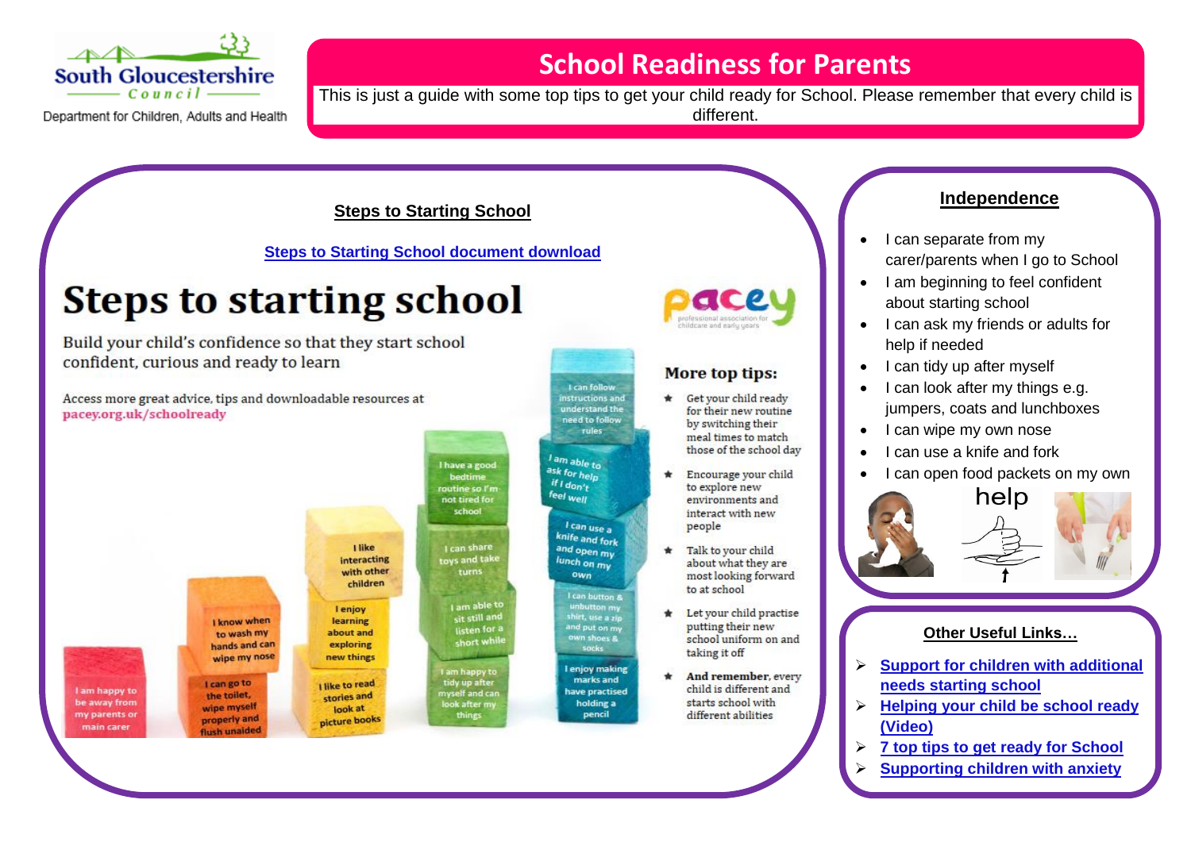South Gloucestershire Council

Department for Children, Adults and Health

# School Readiness for Parents

This is just a guide with some top tips to get your child ready for School. Please remember that every child is different.

## Steps to Starting School

**Steps to Starting School document download**

# Steps to starting school

Build your child's confidence so that they start school confident, curious and ready to learn

Access more great advice, tips and downloadable resources at pacey.org.uk/schoolready

pacey
professional association for childcare and early years

- I am happy to be away from my parents or main carer
- I know when to wash my hands and can wipe my nose
- I can go to the toilet, wipe myself properly and flush unaided
- I like interacting with other children
- I enjoy learning about and exploring new things
- I like to read stories and look at picture books
- I have a good bedtime routine so I'm not tired for school
- I can share toys and take turns
- I am able to sit still and listen for a short while
- I am happy to tidy up after myself and can look after my things
- I can follow instructions and understand the need to follow rules
- I am able to ask for help if I don't feel well
- I can use a knife and fork and open my lunch on my own
- I can button & unbutton my shirt, use a zip and put on my own shoes & socks
- I enjoy making marks and have practised holding a pencil

### More top tips:

- ★ Get your child ready for their new routine by switching their meal times to match those of the school day
- ★ Encourage your child to explore new environments and interact with new people
- ★ Talk to your child about what they are most looking forward to at school
- ★ Let your child practise putting their new school uniform on and taking it off
- ★ **And remember**, every child is different and starts school with different abilities

## Independence

- I can separate from my carer/parents when I go to School
- I am beginning to feel confident about starting school
- I can ask my friends or adults for help if needed
- I can tidy up after myself
- I can look after my things e.g. jumpers, coats and lunchboxes
- I can wipe my own nose
- I can use a knife and fork
- I can open food packets on my own

help

## Other Useful Links…

- Support for children with additional needs starting school
- Helping your child be school ready (Video)
- 7 top tips to get ready for School
- Supporting children with anxiety